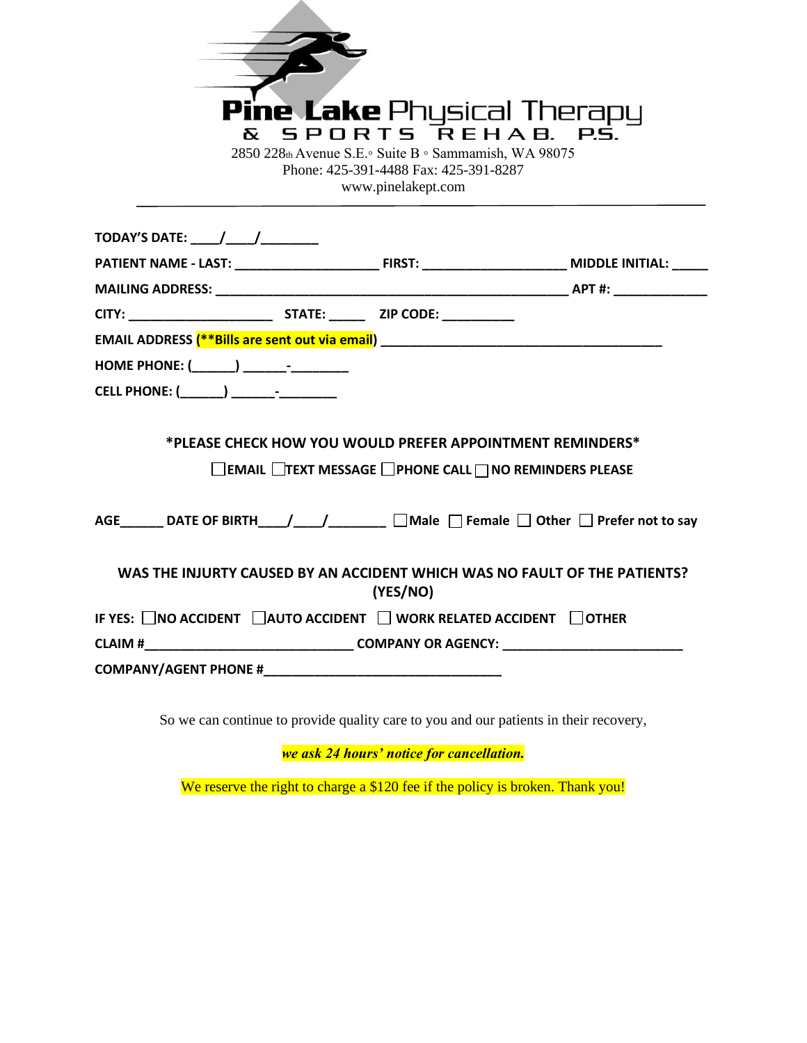# Pine Lake Physical Therapy
## & SPORTS REHAB. P.S.

2850 228th Avenue S.E.◦ Suite B ◦ Sammamish, WA 98075
Phone: 425-391-4488 Fax: 425-391-8287
www.pinelakept.com

---

**TODAY'S DATE: ____/____/________**

**PATIENT NAME - LAST: ____________________ FIRST: ____________________ MIDDLE INITIAL: _____**

**MAILING ADDRESS: ___________________________________________________ APT #: _____________**

**CITY: ____________________ STATE: _____ ZIP CODE: __________**

**EMAIL ADDRESS (**Bills are sent out via email) ________________________________________**

**HOME PHONE: (______) ______-________**

**CELL PHONE: (______) ______-________**

**\*PLEASE CHECK HOW YOU WOULD PREFER APPOINTMENT REMINDERS\***

**☐ EMAIL ☐ TEXT MESSAGE ☐ PHONE CALL ☐ NO REMINDERS PLEASE**

**AGE______ DATE OF BIRTH____/____/________ ☐ Male ☐ Female ☐ Other ☐ Prefer not to say**

**WAS THE INJURTY CAUSED BY AN ACCIDENT WHICH WAS NO FAULT OF THE PATIENTS? (YES/NO)**

**IF YES: ☐ NO ACCIDENT ☐ AUTO ACCIDENT ☐ WORK RELATED ACCIDENT ☐ OTHER**

**CLAIM #_____________________________ COMPANY OR AGENCY: _________________________**

**COMPANY/AGENT PHONE #_________________________________**

So we can continue to provide quality care to you and our patients in their recovery,

***we ask 24 hours' notice for cancellation.***

We reserve the right to charge a $120 fee if the policy is broken. Thank you!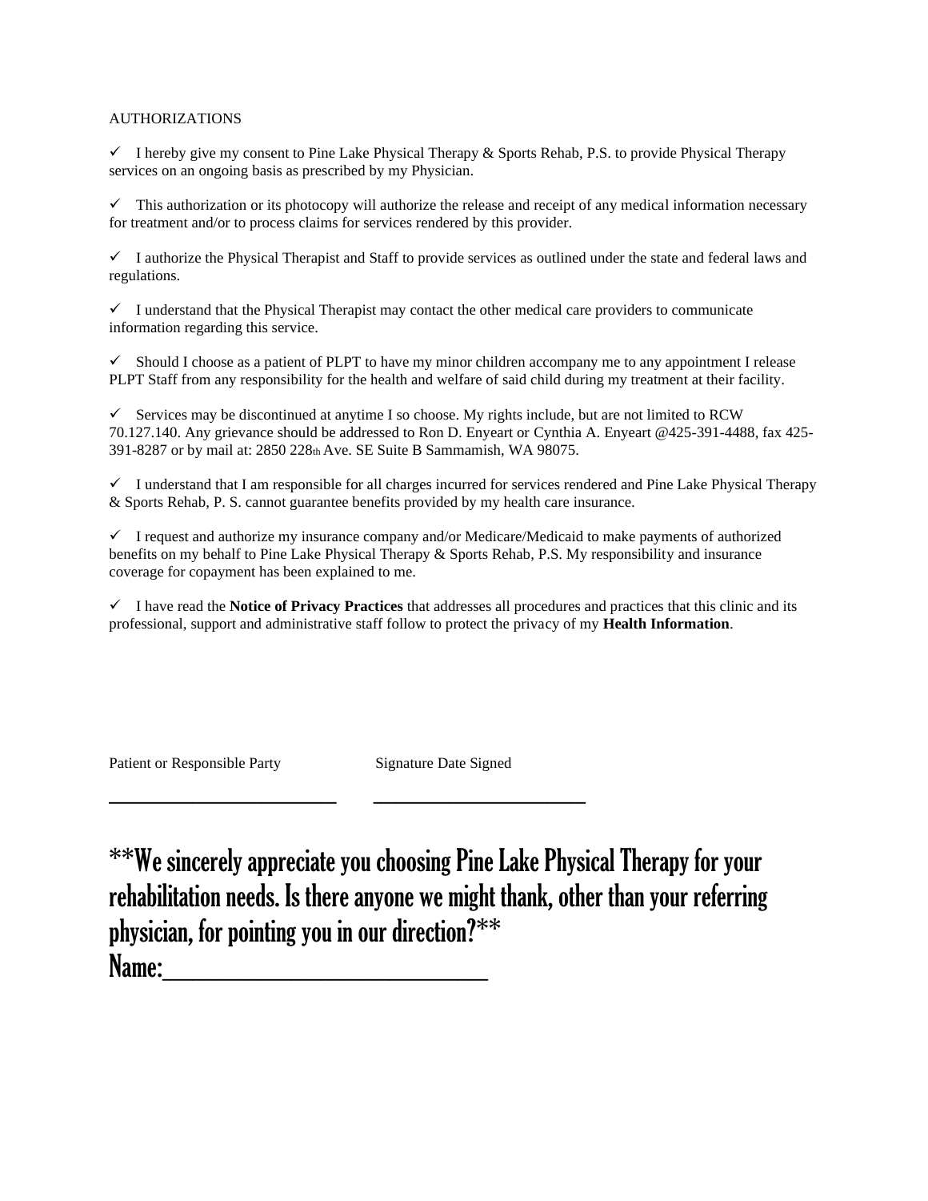AUTHORIZATIONS

✓ I hereby give my consent to Pine Lake Physical Therapy & Sports Rehab, P.S. to provide Physical Therapy services on an ongoing basis as prescribed by my Physician.

✓ This authorization or its photocopy will authorize the release and receipt of any medical information necessary for treatment and/or to process claims for services rendered by this provider.

✓ I authorize the Physical Therapist and Staff to provide services as outlined under the state and federal laws and regulations.

✓ I understand that the Physical Therapist may contact the other medical care providers to communicate information regarding this service.

✓ Should I choose as a patient of PLPT to have my minor children accompany me to any appointment I release PLPT Staff from any responsibility for the health and welfare of said child during my treatment at their facility.

✓ Services may be discontinued at anytime I so choose. My rights include, but are not limited to RCW 70.127.140. Any grievance should be addressed to Ron D. Enyeart or Cynthia A. Enyeart @425-391-4488, fax 425-391-8287 or by mail at: 2850 228th Ave. SE Suite B Sammamish, WA 98075.

✓ I understand that I am responsible for all charges incurred for services rendered and Pine Lake Physical Therapy & Sports Rehab, P. S. cannot guarantee benefits provided by my health care insurance.

✓ I request and authorize my insurance company and/or Medicare/Medicaid to make payments of authorized benefits on my behalf to Pine Lake Physical Therapy & Sports Rehab, P.S. My responsibility and insurance coverage for copayment has been explained to me.

✓ I have read the **Notice of Privacy Practices** that addresses all procedures and practices that this clinic and its professional, support and administrative staff follow to protect the privacy of my **Health Information**.

Patient or Responsible Party Signature Date Signed

\_\_\_\_\_\_\_\_\_\_\_\_\_\_\_\_\_\_\_\_\_\_\_\_ \_\_\_\_\_\_\_\_\_\_\_\_\_\_\_\_\_\_\_\_\_\_\_

## **We sincerely appreciate you choosing Pine Lake Physical Therapy for your rehabilitation needs. Is there anyone we might thank, other than your referring physician, for pointing you in our direction?**

## Name:\_\_\_\_\_\_\_\_\_\_\_\_\_\_\_\_\_\_\_\_\_\_\_\_\_\_\_\_